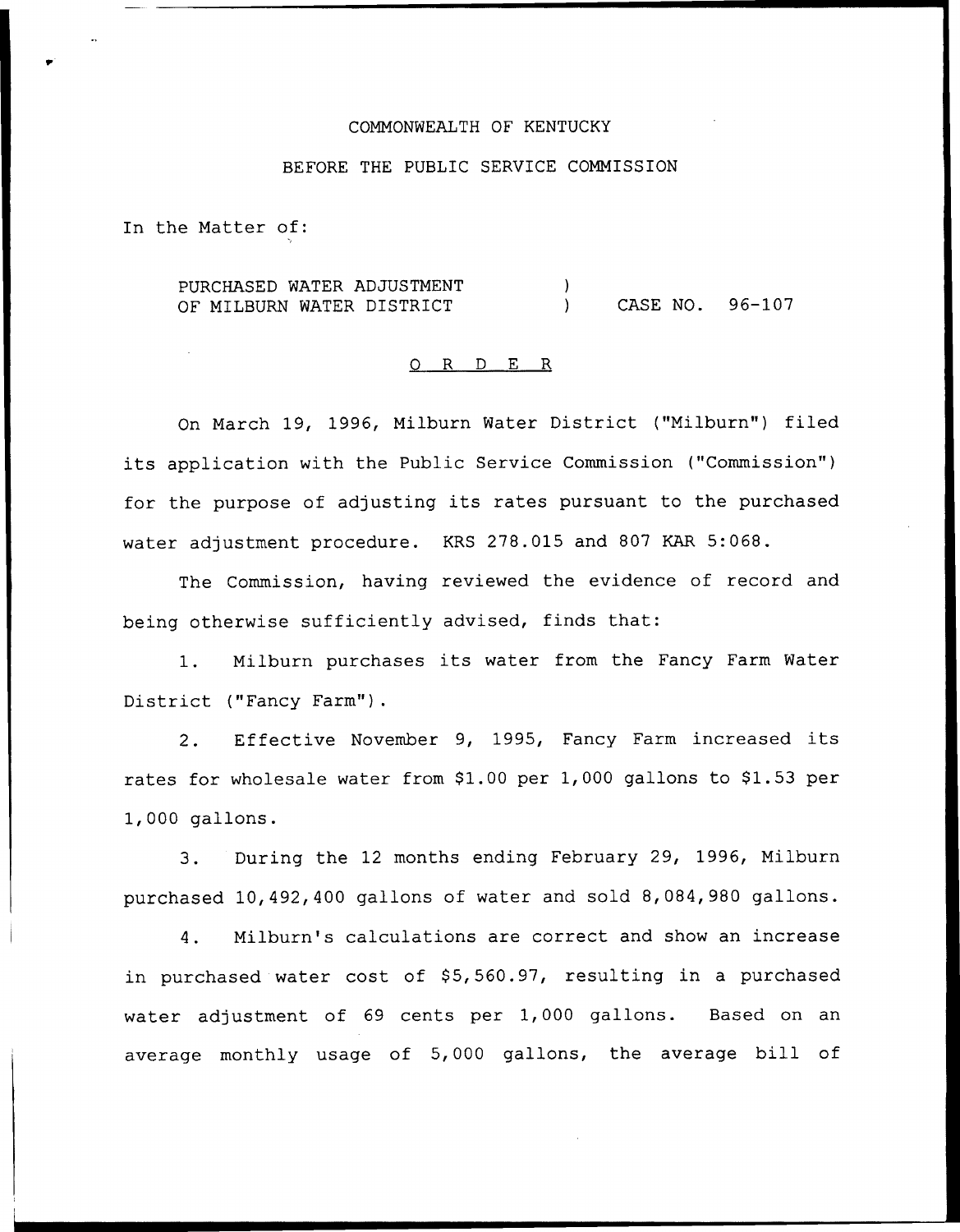COMMONWEALTH OF KENTUCKY

BEFORE THE PUBLIC SERVICE COMMISSION

In the Matter of:

| | | |
|---|---|---|
| PURCHASED WATER ADJUSTMENT | ) | |
| OF MILBURN WATER DISTRICT | ) | CASE NO. 96-107 |

O R D E R

On March 19, 1996, Milburn Water District ("Milburn") filed its application with the Public Service Commission ("Commission") for the purpose of adjusting its rates pursuant to the purchased water adjustment procedure. KRS 278.015 and 807 KAR 5:068.

The Commission, having reviewed the evidence of record and being otherwise sufficiently advised, finds that:

1. Milburn purchases its water from the Fancy Farm Water District ("Fancy Farm").

2. Effective November 9, 1995, Fancy Farm increased its rates for wholesale water from $1.00 per 1,000 gallons to $1.53 per 1,000 gallons.

3. During the 12 months ending February 29, 1996, Milburn purchased 10,492,400 gallons of water and sold 8,084,980 gallons.

4. Milburn's calculations are correct and show an increase in purchased water cost of $5,560.97, resulting in a purchased water adjustment of 69 cents per 1,000 gallons. Based on an average monthly usage of 5,000 gallons, the average bill of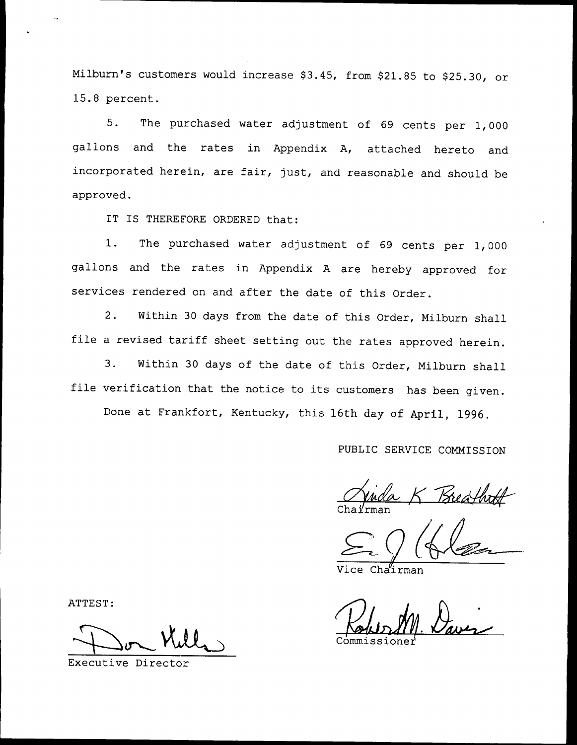Milburn's customers would increase $3.45, from $21.85 to $25.30, or 15.8 percent.

5. The purchased water adjustment of 69 cents per 1,000 gallons and the rates in Appendix A, attached hereto and incorporated herein, are fair, just, and reasonable and should be approved.

IT IS THEREFORE ORDERED that:

1. The purchased water adjustment of 69 cents per 1,000 gallons and the rates in Appendix A are hereby approved for services rendered on and after the date of this Order.

2. Within 30 days from the date of this Order, Milburn shall file a revised tariff sheet setting out the rates approved herein.

3. Within 30 days of the date of this Order, Milburn shall file verification that the notice to its customers has been given.

Done at Frankfort, Kentucky, this 16th day of April, 1996.

PUBLIC SERVICE COMMISSION

Linda K. Breathitt
Chairman

Vice Chairman

Robert M. Davis
Commissioner

ATTEST:

Don Mills
Executive Director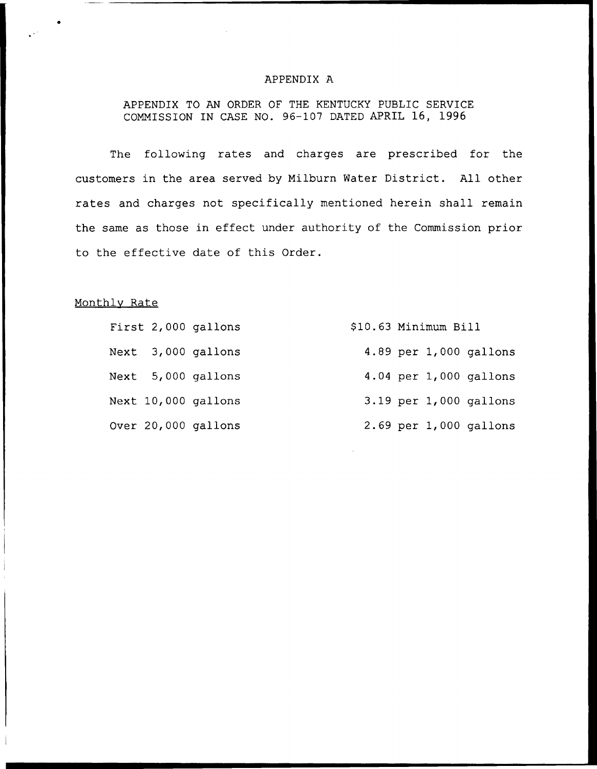# APPENDIX A

APPENDIX TO AN ORDER OF THE KENTUCKY PUBLIC SERVICE COMMISSION IN CASE NO. 96-107 DATED APRIL 16, 1996

The following rates and charges are prescribed for the customers in the area served by Milburn Water District. All other rates and charges not specifically mentioned herein shall remain the same as those in effect under authority of the Commission prior to the effective date of this Order.

Monthly Rate

| | |
|---|---|
| First 2,000 gallons | $10.63 Minimum Bill |
| Next 3,000 gallons | 4.89 per 1,000 gallons |
| Next 5,000 gallons | 4.04 per 1,000 gallons |
| Next 10,000 gallons | 3.19 per 1,000 gallons |
| Over 20,000 gallons | 2.69 per 1,000 gallons |